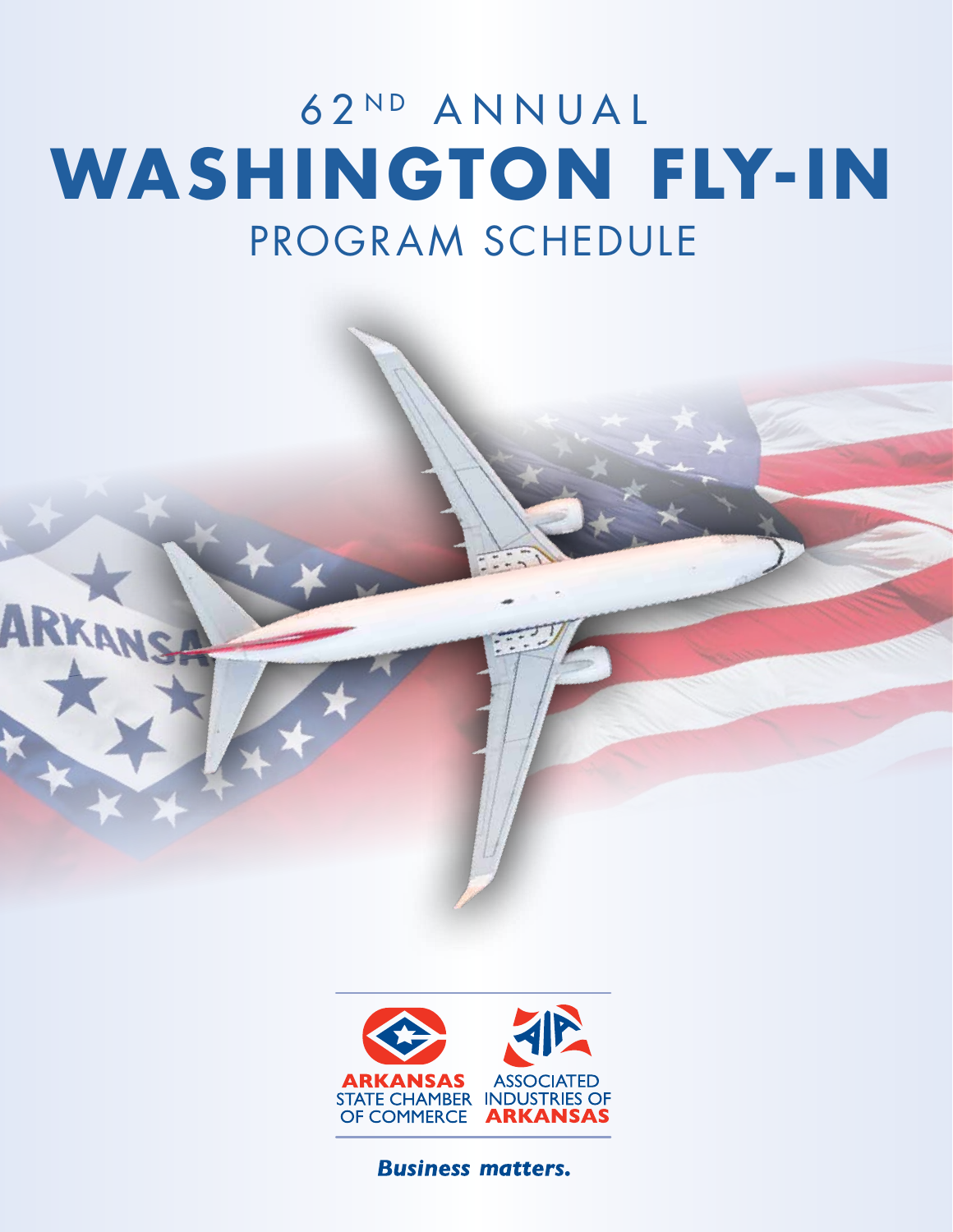# 62ND ANNUAL WASHINGTON FLY-IN PROGRAM SCHEDULE

ARKANSAS STATE CHAMBER OF COMMERCE

ASSOCIATED INDUSTRIES OF ARKANSAS

*Business matters.*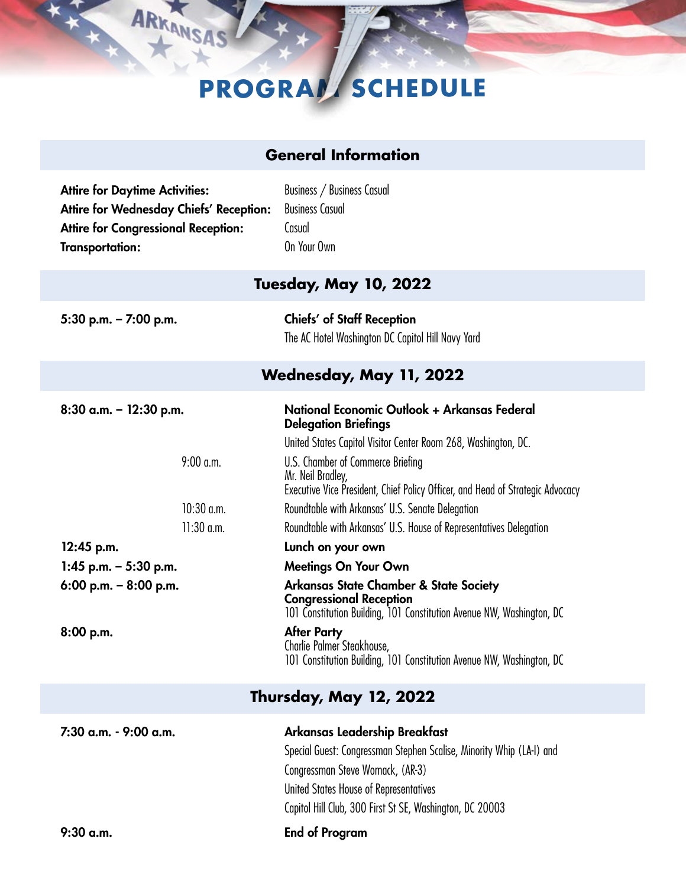# PROGRAM SCHEDULE

## General Information

| | |
|---|---|
| **Attire for Daytime Activities:** | Business / Business Casual |
| **Attire for Wednesday Chiefs' Reception:** | Business Casual |
| **Attire for Congressional Reception:** | Casual |
| **Transportation:** | On Your Own |

## Tuesday, May 10, 2022

**5:30 p.m. – 7:00 p.m.** — **Chiefs' of Staff Reception**
The AC Hotel Washington DC Capitol Hill Navy Yard

## Wednesday, May 11, 2022

**8:30 a.m. – 12:30 p.m.** — **National Economic Outlook + Arkansas Federal Delegation Briefings**
United States Capitol Visitor Center Room 268, Washington, DC.

- 9:00 a.m. — U.S. Chamber of Commerce Briefing
  Mr. Neil Bradley,
  Executive Vice President, Chief Policy Officer, and Head of Strategic Advocacy
- 10:30 a.m. — Roundtable with Arkansas' U.S. Senate Delegation
- 11:30 a.m. — Roundtable with Arkansas' U.S. House of Representatives Delegation

**12:45 p.m.** — **Lunch on your own**

**1:45 p.m. – 5:30 p.m.** — **Meetings On Your Own**

**6:00 p.m. – 8:00 p.m.** — **Arkansas State Chamber & State Society Congressional Reception**
101 Constitution Building, 101 Constitution Avenue NW, Washington, DC

**8:00 p.m.** — **After Party**
Charlie Palmer Steakhouse,
101 Constitution Building, 101 Constitution Avenue NW, Washington, DC

## Thursday, May 12, 2022

**7:30 a.m. - 9:00 a.m.** — **Arkansas Leadership Breakfast**
Special Guest: Congressman Stephen Scalise, Minority Whip (LA-1) and
Congressman Steve Womack, (AR-3)
United States House of Representatives
Capitol Hill Club, 300 First St SE, Washington, DC 20003

**9:30 a.m.** — **End of Program**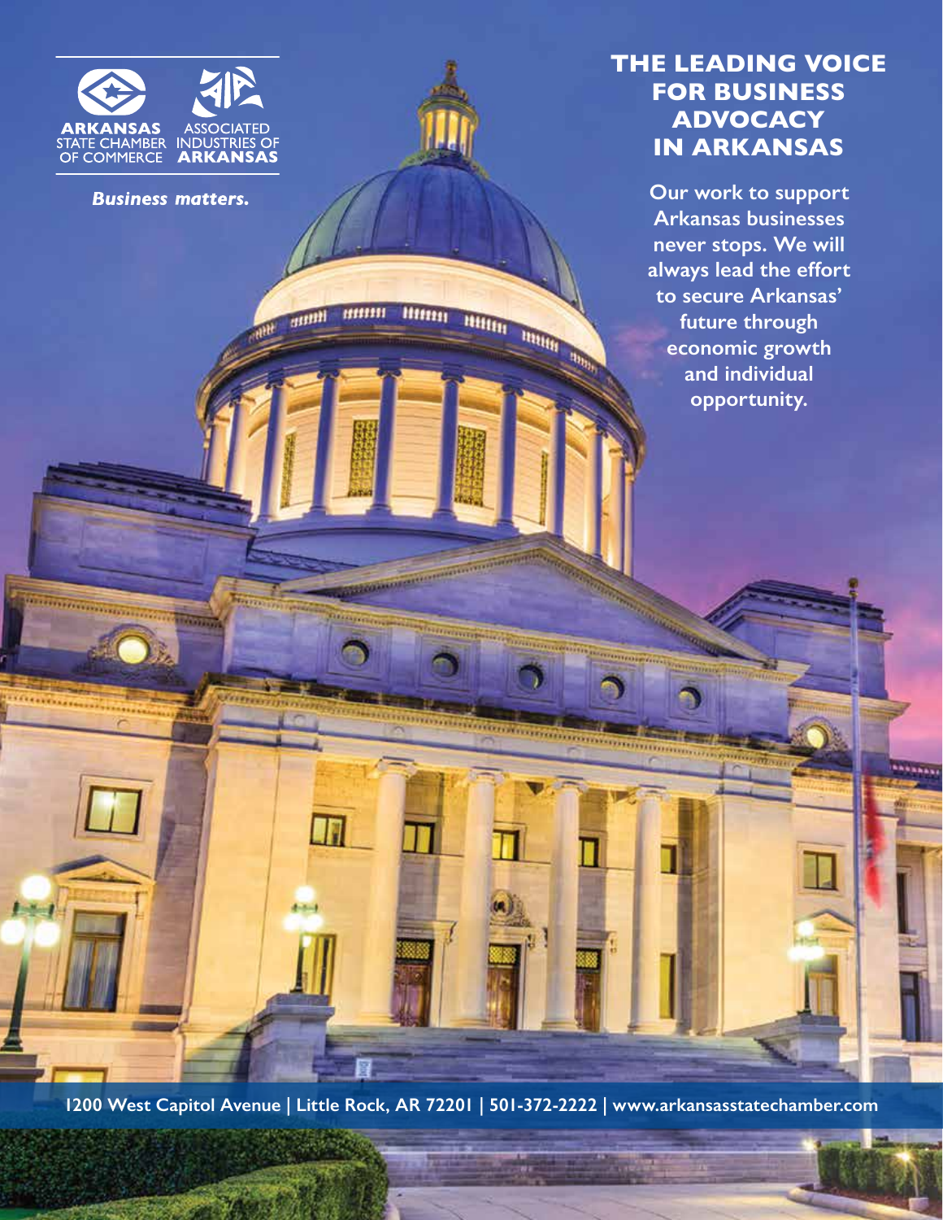ARKANSAS STATE CHAMBER OF COMMERCE

ASSOCIATED INDUSTRIES OF ARKANSAS

*Business matters.*

# THE LEADING VOICE FOR BUSINESS ADVOCACY IN ARKANSAS

**Our work to support Arkansas businesses never stops. We will always lead the effort to secure Arkansas' future through economic growth and individual opportunity.**

1200 West Capitol Avenue | Little Rock, AR 72201 | 501-372-2222 | www.arkansasstatechamber.com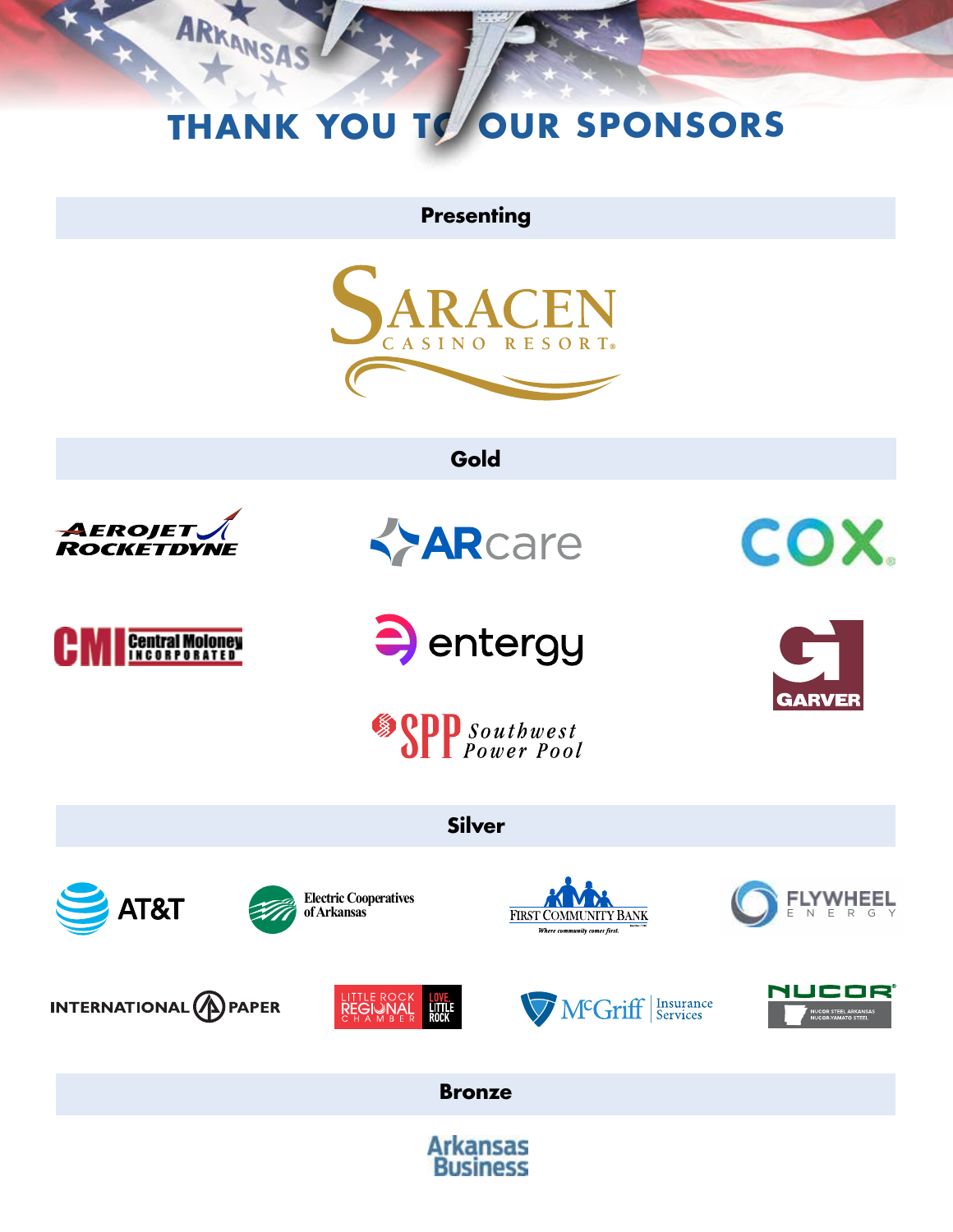# THANK YOU TO OUR SPONSORS

## Presenting

Saracen Casino Resort

## Gold

Aerojet Rocketdyne

ARcare

COX

CMI Central Moloney Incorporated

entergy

Garver

SPP Southwest Power Pool

## Silver

AT&T

Electric Cooperatives of Arkansas

First Community Bank

Flywheel Energy

International Paper

Little Rock Regional Chamber

McGriff Insurance Services

Nucor

## Bronze

Arkansas Business